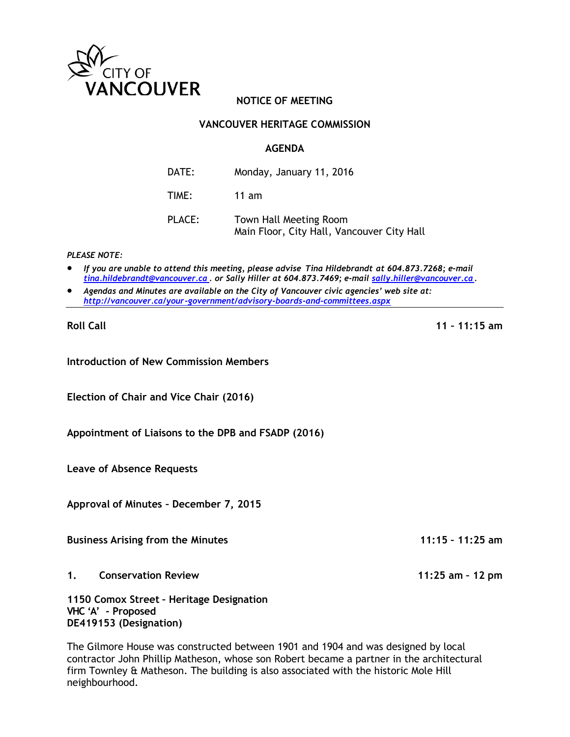CITY OF VANCOUVER

# NOTICE OF MEETING

## VANCOUVER HERITAGE COMMISSION

## AGENDA

| | |
|---|---|
| DATE: | Monday, January 11, 2016 |
| TIME: | 11 am |
| PLACE: | Town Hall Meeting Room<br>Main Floor, City Hall, Vancouver City Hall |

*PLEASE NOTE:*

- *If you are unable to attend this meeting, please advise Tina Hildebrandt at 604.873.7268; e-mail tina.hildebrandt@vancouver.ca . or Sally Hiller at 604.873.7469; e-mail sally.hiller@vancouver.ca.*
- *Agendas and Minutes are available on the City of Vancouver civic agencies' web site at: http://vancouver.ca/your-government/advisory-boards-and-committees.aspx*

---

**Roll Call** — **11 – 11:15 am**

**Introduction of New Commission Members**

**Election of Chair and Vice Chair (2016)**

**Appointment of Liaisons to the DPB and FSADP (2016)**

**Leave of Absence Requests**

**Approval of Minutes – December 7, 2015**

**Business Arising from the Minutes** — **11:15 – 11:25 am**

**1. Conservation Review** — **11:25 am – 12 pm**

**1150 Comox Street – Heritage Designation**
**VHC 'A' - Proposed**
**DE419153 (Designation)**

The Gilmore House was constructed between 1901 and 1904 and was designed by local contractor John Phillip Matheson, whose son Robert became a partner in the architectural firm Townley & Matheson. The building is also associated with the historic Mole Hill neighbourhood.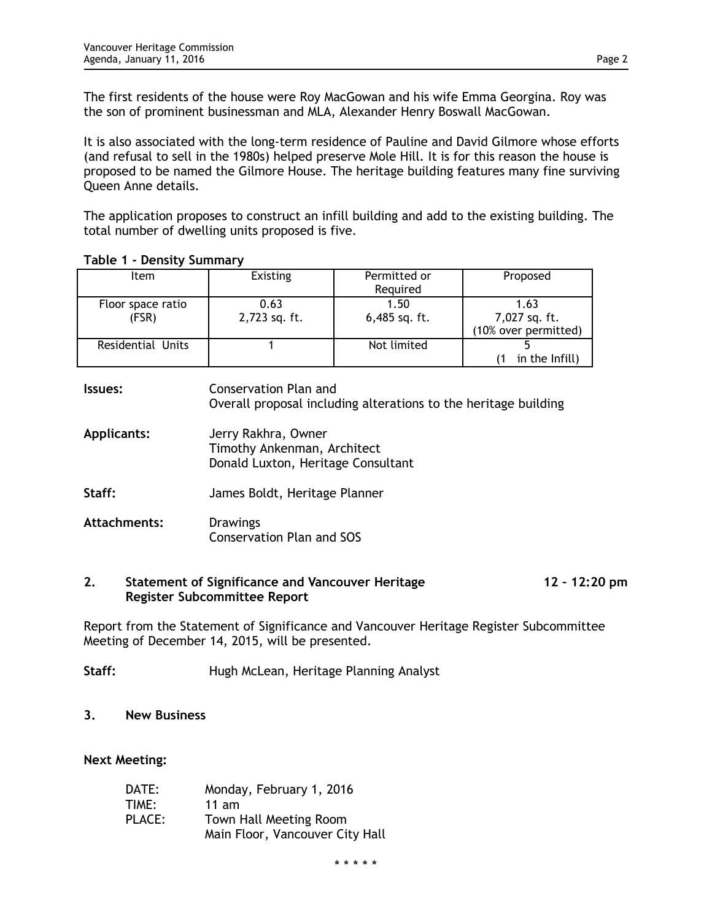The first residents of the house were Roy MacGowan and his wife Emma Georgina. Roy was the son of prominent businessman and MLA, Alexander Henry Boswall MacGowan.

It is also associated with the long-term residence of Pauline and David Gilmore whose efforts (and refusal to sell in the 1980s) helped preserve Mole Hill. It is for this reason the house is proposed to be named the Gilmore House. The heritage building features many fine surviving Queen Anne details.

The application proposes to construct an infill building and add to the existing building. The total number of dwelling units proposed is five.

**Table 1 - Density Summary**

| Item | Existing | Permitted or Required | Proposed |
|---|---|---|---|
| Floor space ratio (FSR) | 0.63<br>2,723 sq. ft. | 1.50<br>6,485 sq. ft. | 1.63<br>7,027 sq. ft.<br>(10% over permitted) |
| Residential Units | 1 | Not limited | 5<br>(1 in the Infill) |

**Issues:** Conservation Plan and
Overall proposal including alterations to the heritage building

**Applicants:** Jerry Rakhra, Owner
Timothy Ankenman, Architect
Donald Luxton, Heritage Consultant

**Staff:** James Boldt, Heritage Planner

**Attachments:** Drawings
Conservation Plan and SOS

**2. Statement of Significance and Vancouver Heritage Register Subcommittee Report** **12 – 12:20 pm**

Report from the Statement of Significance and Vancouver Heritage Register Subcommittee Meeting of December 14, 2015, will be presented.

**Staff:** Hugh McLean, Heritage Planning Analyst

**3. New Business**

**Next Meeting:**

DATE: Monday, February 1, 2016
TIME: 11 am
PLACE: Town Hall Meeting Room
Main Floor, Vancouver City Hall

\* \* \* \* \*